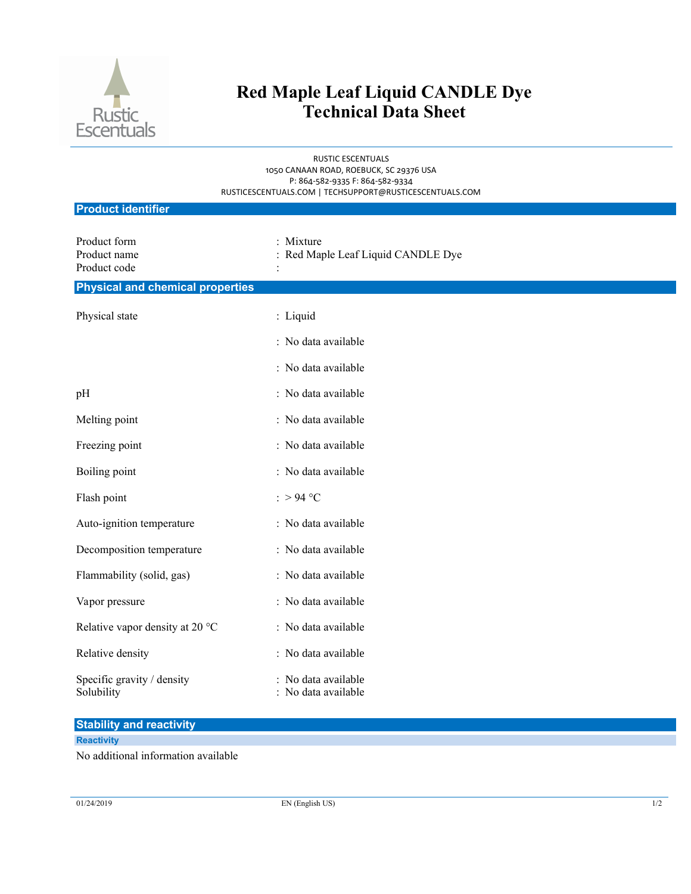# Red Maple Leaf Liquid CANDLE Dye Technical Data Sheet

RUSTIC ESCENTUALS
1050 CANAAN ROAD, ROEBUCK, SC 29376 USA
P: 864-582-9335 F: 864-582-9334
RUSTICESCENTUALS.COM | TECHSUPPORT@RUSTICESCENTUALS.COM

## Product identifier

| | |
|---|---|
| Product form | : Mixture |
| Product name | : Red Maple Leaf Liquid CANDLE Dye |
| Product code | : |

## Physical and chemical properties

| | |
|---|---|
| Physical state | : Liquid |
| | : No data available |
| | : No data available |
| pH | : No data available |
| Melting point | : No data available |
| Freezing point | : No data available |
| Boiling point | : No data available |
| Flash point | : > 94 °C |
| Auto-ignition temperature | : No data available |
| Decomposition temperature | : No data available |
| Flammability (solid, gas) | : No data available |
| Vapor pressure | : No data available |
| Relative vapor density at 20 °C | : No data available |
| Relative density | : No data available |
| Specific gravity / density | : No data available |
| Solubility | : No data available |

## Stability and reactivity

### Reactivity

No additional information available

01/24/2019 EN (English US)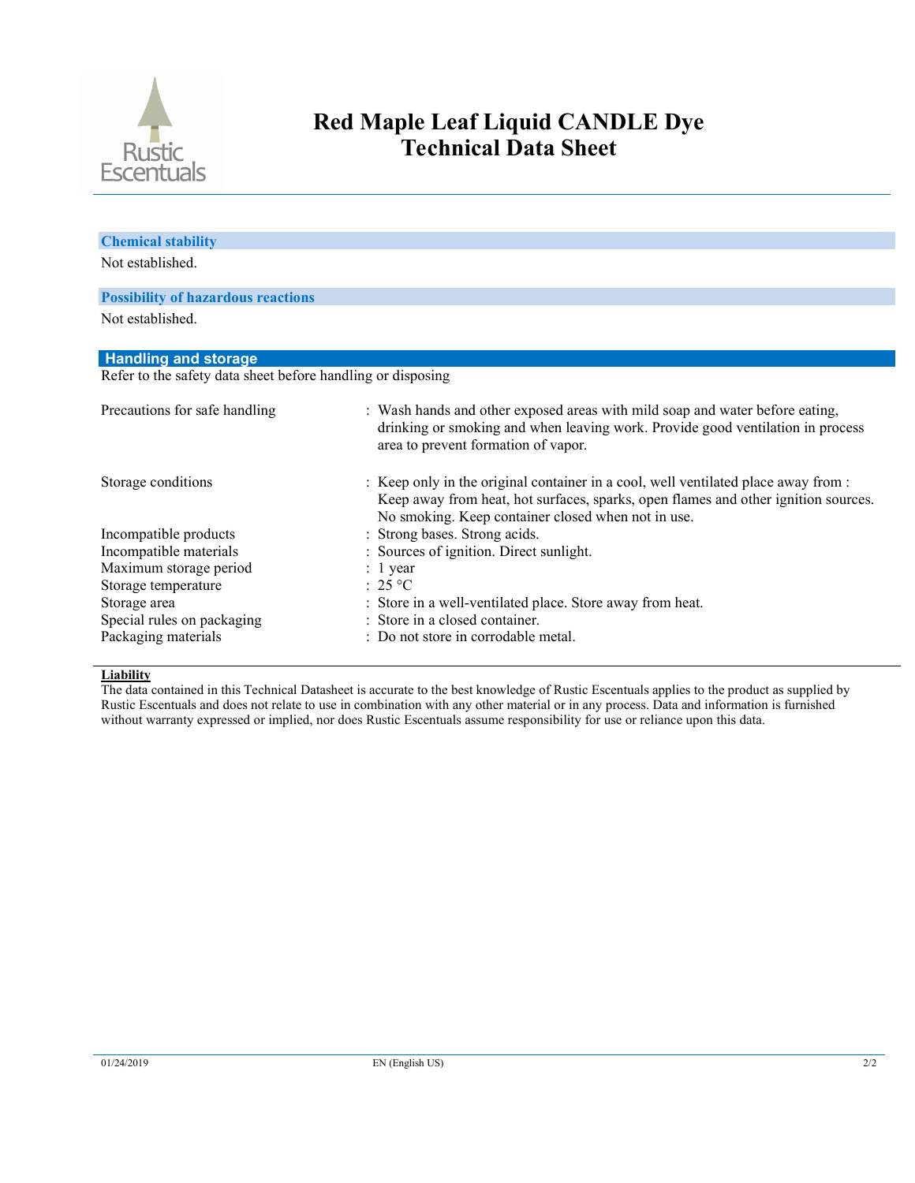# Red Maple Leaf Liquid CANDLE Dye Technical Data Sheet

### Chemical stability

Not established.

### Possibility of hazardous reactions

Not established.

## Handling and storage

Refer to the safety data sheet before handling or disposing

| | |
|---|---|
| Precautions for safe handling | : Wash hands and other exposed areas with mild soap and water before eating, drinking or smoking and when leaving work. Provide good ventilation in process area to prevent formation of vapor. |
| Storage conditions | : Keep only in the original container in a cool, well ventilated place away from : Keep away from heat, hot surfaces, sparks, open flames and other ignition sources. No smoking. Keep container closed when not in use. |
| Incompatible products | : Strong bases. Strong acids. |
| Incompatible materials | : Sources of ignition. Direct sunlight. |
| Maximum storage period | : 1 year |
| Storage temperature | : 25 °C |
| Storage area | : Store in a well-ventilated place. Store away from heat. |
| Special rules on packaging | : Store in a closed container. |
| Packaging materials | : Do not store in corrodable metal. |

**Liability**

The data contained in this Technical Datasheet is accurate to the best knowledge of Rustic Escentuals applies to the product as supplied by Rustic Escentuals and does not relate to use in combination with any other material or in any process. Data and information is furnished without warranty expressed or implied, nor does Rustic Escentuals assume responsibility for use or reliance upon this data.